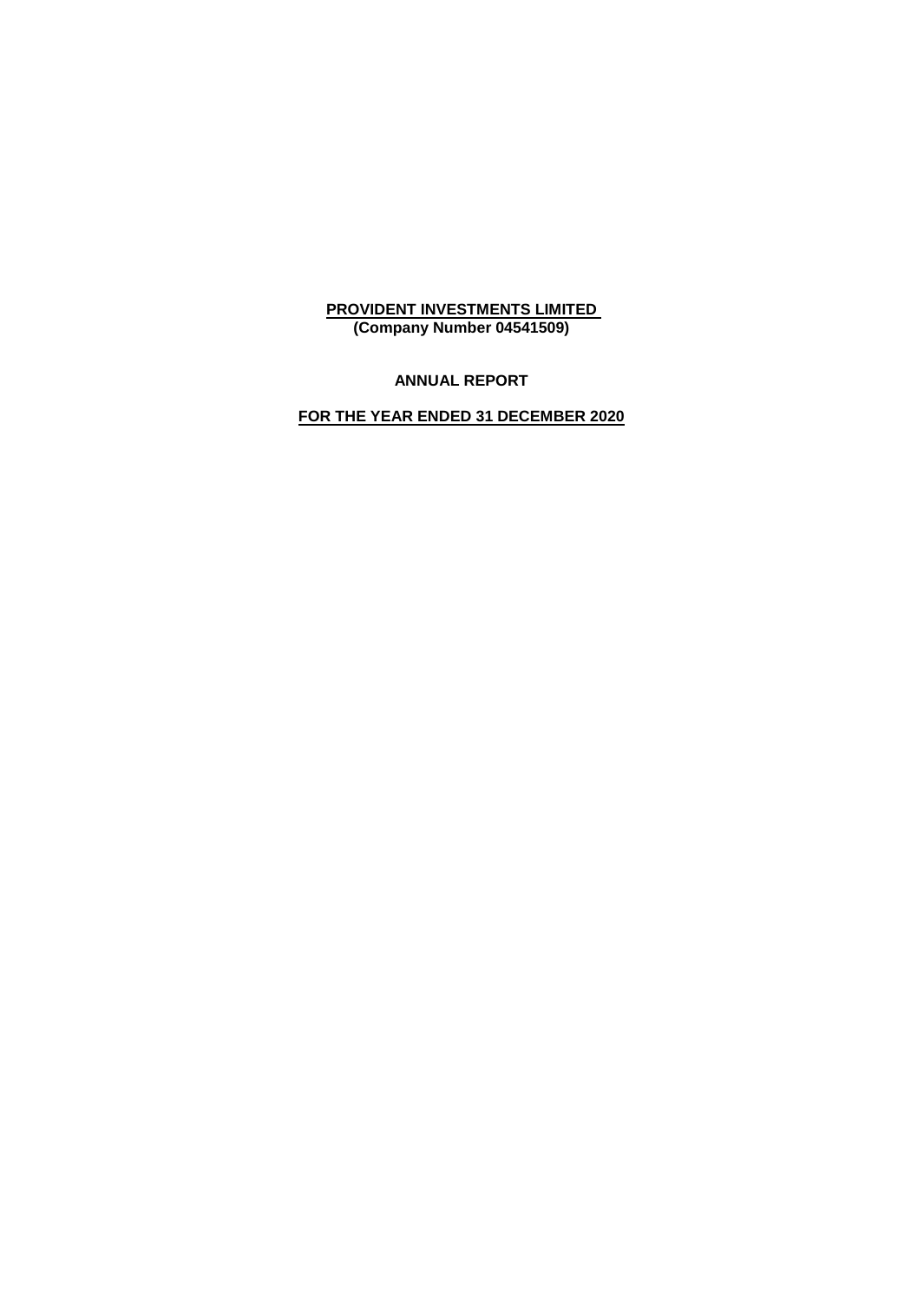# PROVIDENT INVESTMENTS LIMITED

**(Company Number 04541509)**

**ANNUAL REPORT**

**FOR THE YEAR ENDED 31 DECEMBER 2020**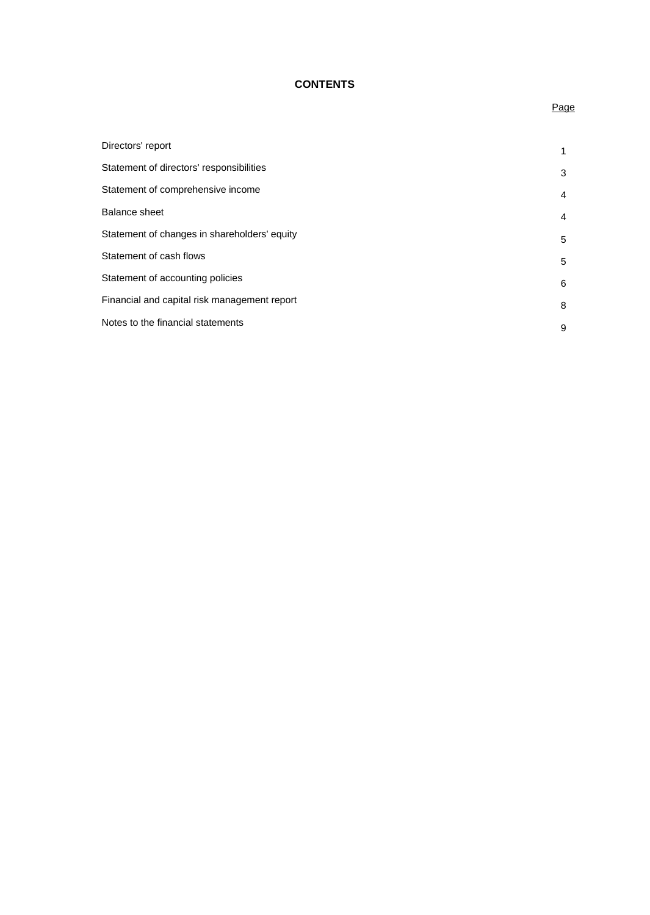# CONTENTS

| | Page |
|---|---|
| Directors' report | 1 |
| Statement of directors' responsibilities | 3 |
| Statement of comprehensive income | 4 |
| Balance sheet | 4 |
| Statement of changes in shareholders' equity | 5 |
| Statement of cash flows | 5 |
| Statement of accounting policies | 6 |
| Financial and capital risk management report | 8 |
| Notes to the financial statements | 9 |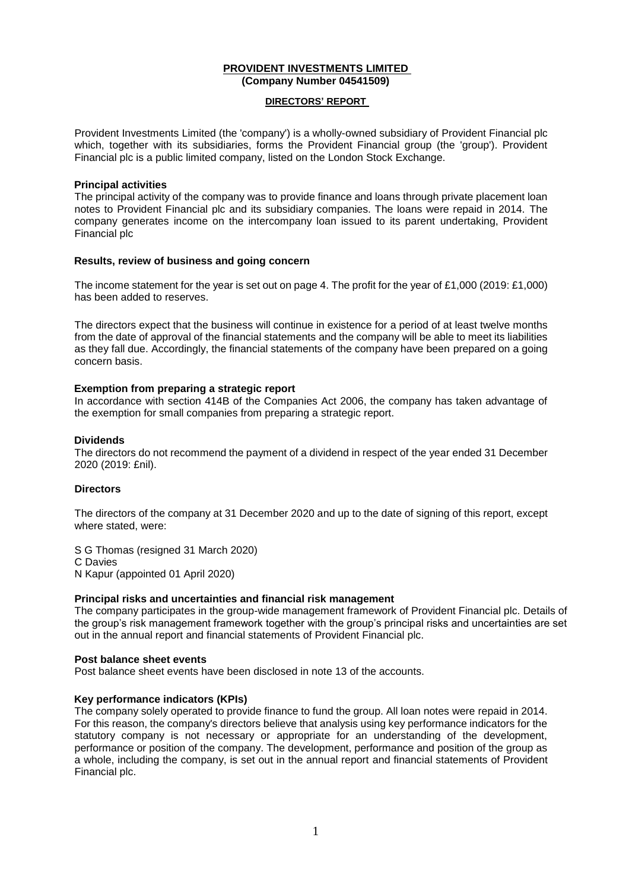# PROVIDENT INVESTMENTS LIMITED
**(Company Number 04541509)**

## DIRECTORS' REPORT

Provident Investments Limited (the 'company') is a wholly-owned subsidiary of Provident Financial plc which, together with its subsidiaries, forms the Provident Financial group (the 'group'). Provident Financial plc is a public limited company, listed on the London Stock Exchange.

**Principal activities**

The principal activity of the company was to provide finance and loans through private placement loan notes to Provident Financial plc and its subsidiary companies. The loans were repaid in 2014. The company generates income on the intercompany loan issued to its parent undertaking, Provident Financial plc

**Results, review of business and going concern**

The income statement for the year is set out on page 4. The profit for the year of £1,000 (2019: £1,000) has been added to reserves.

The directors expect that the business will continue in existence for a period of at least twelve months from the date of approval of the financial statements and the company will be able to meet its liabilities as they fall due. Accordingly, the financial statements of the company have been prepared on a going concern basis.

**Exemption from preparing a strategic report**

In accordance with section 414B of the Companies Act 2006, the company has taken advantage of the exemption for small companies from preparing a strategic report.

**Dividends**

The directors do not recommend the payment of a dividend in respect of the year ended 31 December 2020 (2019: £nil).

**Directors**

The directors of the company at 31 December 2020 and up to the date of signing of this report, except where stated, were:

S G Thomas (resigned 31 March 2020)
C Davies
N Kapur (appointed 01 April 2020)

**Principal risks and uncertainties and financial risk management**

The company participates in the group-wide management framework of Provident Financial plc. Details of the group's risk management framework together with the group's principal risks and uncertainties are set out in the annual report and financial statements of Provident Financial plc.

**Post balance sheet events**

Post balance sheet events have been disclosed in note 13 of the accounts.

**Key performance indicators (KPIs)**

The company solely operated to provide finance to fund the group. All loan notes were repaid in 2014. For this reason, the company's directors believe that analysis using key performance indicators for the statutory company is not necessary or appropriate for an understanding of the development, performance or position of the company. The development, performance and position of the group as a whole, including the company, is set out in the annual report and financial statements of Provident Financial plc.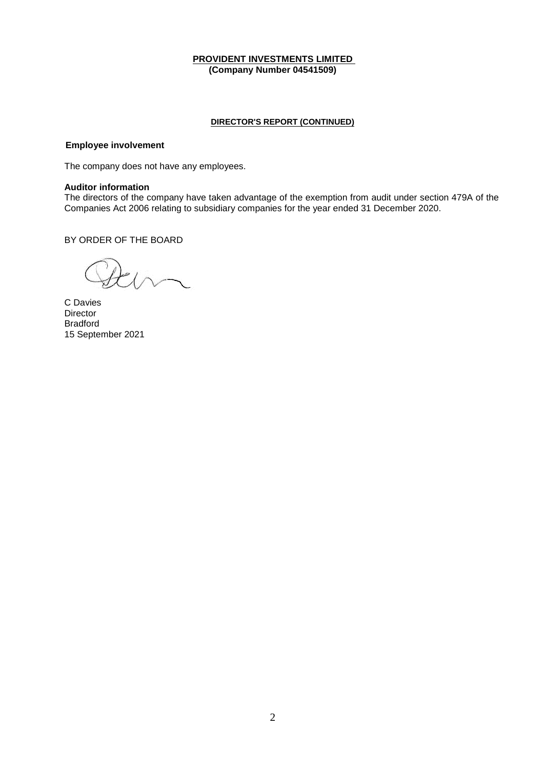**PROVIDENT INVESTMENTS LIMITED**
**(Company Number 04541509)**

**DIRECTOR'S REPORT (CONTINUED)**

**Employee involvement**

The company does not have any employees.

**Auditor information**

The directors of the company have taken advantage of the exemption from audit under section 479A of the Companies Act 2006 relating to subsidiary companies for the year ended 31 December 2020.

BY ORDER OF THE BOARD

C Davies
Director
Bradford
15 September 2021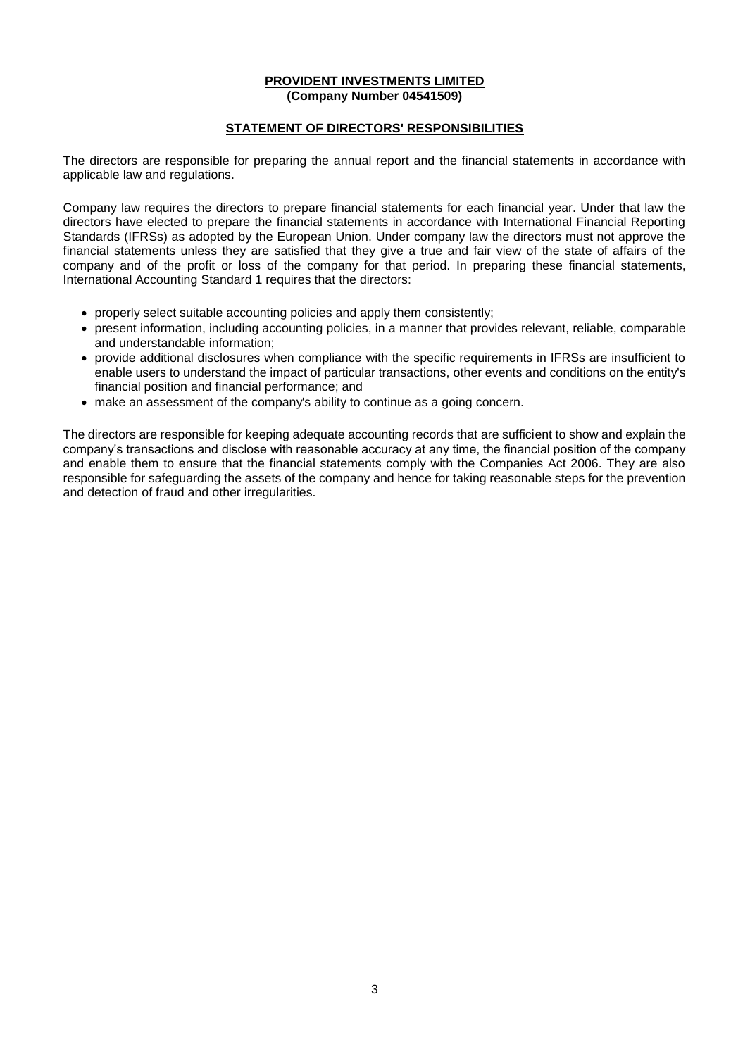**PROVIDENT INVESTMENTS LIMITED**
**(Company Number 04541509)**

## STATEMENT OF DIRECTORS' RESPONSIBILITIES

The directors are responsible for preparing the annual report and the financial statements in accordance with applicable law and regulations.

Company law requires the directors to prepare financial statements for each financial year. Under that law the directors have elected to prepare the financial statements in accordance with International Financial Reporting Standards (IFRSs) as adopted by the European Union. Under company law the directors must not approve the financial statements unless they are satisfied that they give a true and fair view of the state of affairs of the company and of the profit or loss of the company for that period. In preparing these financial statements, International Accounting Standard 1 requires that the directors:

- properly select suitable accounting policies and apply them consistently;
- present information, including accounting policies, in a manner that provides relevant, reliable, comparable and understandable information;
- provide additional disclosures when compliance with the specific requirements in IFRSs are insufficient to enable users to understand the impact of particular transactions, other events and conditions on the entity's financial position and financial performance; and
- make an assessment of the company's ability to continue as a going concern.

The directors are responsible for keeping adequate accounting records that are sufficient to show and explain the company's transactions and disclose with reasonable accuracy at any time, the financial position of the company and enable them to ensure that the financial statements comply with the Companies Act 2006. They are also responsible for safeguarding the assets of the company and hence for taking reasonable steps for the prevention and detection of fraud and other irregularities.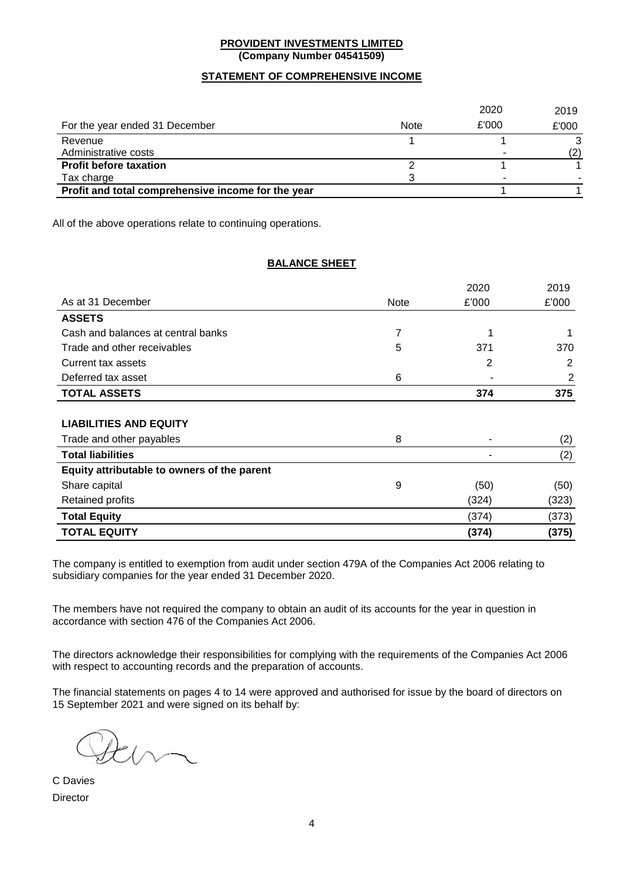**PROVIDENT INVESTMENTS LIMITED**
**(Company Number 04541509)**

## STATEMENT OF COMPREHENSIVE INCOME

| For the year ended 31 December | Note | 2020<br>£'000 | 2019<br>£'000 |
|---|---|---|---|
| Revenue | 1 | 1 | 3 |
| Administrative costs | | - | (2) |
| **Profit before taxation** | 2 | 1 | 1 |
| Tax charge | 3 | - | - |
| **Profit and total comprehensive income for the year** | | 1 | 1 |

All of the above operations relate to continuing operations.

## BALANCE SHEET

| As at 31 December | Note | 2020<br>£'000 | 2019<br>£'000 |
|---|---|---|---|
| **ASSETS** | | | |
| Cash and balances at central banks | 7 | 1 | 1 |
| Trade and other receivables | 5 | 371 | 370 |
| Current tax assets | | 2 | 2 |
| Deferred tax asset | 6 | - | 2 |
| **TOTAL ASSETS** | | **374** | **375** |
| | | | |
| **LIABILITIES AND EQUITY** | | | |
| Trade and other payables | 8 | - | (2) |
| **Total liabilities** | | - | (2) |
| **Equity attributable to owners of the parent** | | | |
| Share capital | 9 | (50) | (50) |
| Retained profits | | (324) | (323) |
| **Total Equity** | | (374) | (373) |
| **TOTAL EQUITY** | | **(374)** | **(375)** |

The company is entitled to exemption from audit under section 479A of the Companies Act 2006 relating to subsidiary companies for the year ended 31 December 2020.

The members have not required the company to obtain an audit of its accounts for the year in question in accordance with section 476 of the Companies Act 2006.

The directors acknowledge their responsibilities for complying with the requirements of the Companies Act 2006 with respect to accounting records and the preparation of accounts.

The financial statements on pages 4 to 14 were approved and authorised for issue by the board of directors on 15 September 2021 and were signed on its behalf by:

C Davies
Director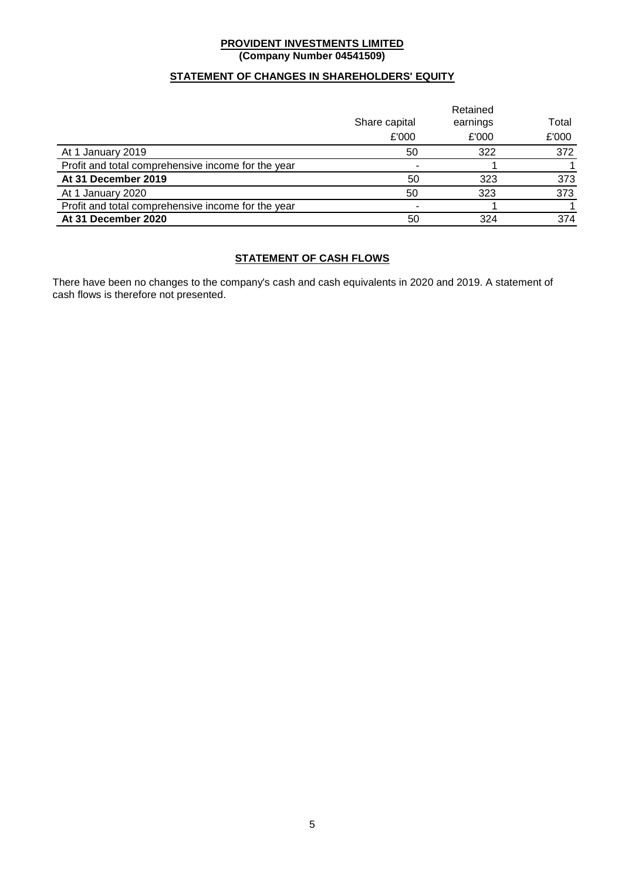**PROVIDENT INVESTMENTS LIMITED**
**(Company Number 04541509)**

## STATEMENT OF CHANGES IN SHAREHOLDERS' EQUITY

| | Share capital | Retained earnings | Total |
|---|---|---|---|
| | £'000 | £'000 | £'000 |
| At 1 January 2019 | 50 | 322 | 372 |
| Profit and total comprehensive income for the year | - | 1 | 1 |
| **At 31 December 2019** | 50 | 323 | 373 |
| At 1 January 2020 | 50 | 323 | 373 |
| Profit and total comprehensive income for the year | - | 1 | 1 |
| **At 31 December 2020** | 50 | 324 | 374 |

## STATEMENT OF CASH FLOWS

There have been no changes to the company's cash and cash equivalents in 2020 and 2019. A statement of cash flows is therefore not presented.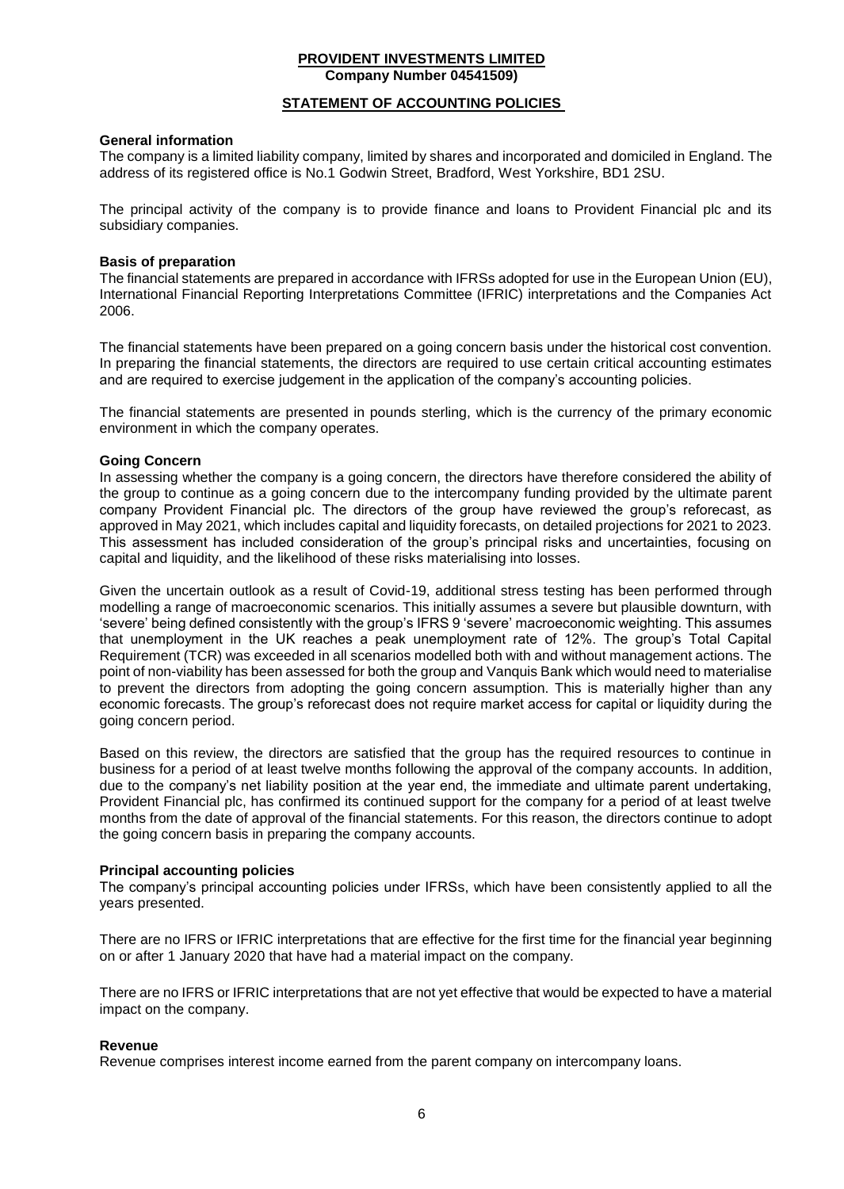**PROVIDENT INVESTMENTS LIMITED**
**Company Number 04541509)**

## STATEMENT OF ACCOUNTING POLICIES

### General information

The company is a limited liability company, limited by shares and incorporated and domiciled in England. The address of its registered office is No.1 Godwin Street, Bradford, West Yorkshire, BD1 2SU.

The principal activity of the company is to provide finance and loans to Provident Financial plc and its subsidiary companies.

### Basis of preparation

The financial statements are prepared in accordance with IFRSs adopted for use in the European Union (EU), International Financial Reporting Interpretations Committee (IFRIC) interpretations and the Companies Act 2006.

The financial statements have been prepared on a going concern basis under the historical cost convention. In preparing the financial statements, the directors are required to use certain critical accounting estimates and are required to exercise judgement in the application of the company's accounting policies.

The financial statements are presented in pounds sterling, which is the currency of the primary economic environment in which the company operates.

### Going Concern

In assessing whether the company is a going concern, the directors have therefore considered the ability of the group to continue as a going concern due to the intercompany funding provided by the ultimate parent company Provident Financial plc. The directors of the group have reviewed the group's reforecast, as approved in May 2021, which includes capital and liquidity forecasts, on detailed projections for 2021 to 2023. This assessment has included consideration of the group's principal risks and uncertainties, focusing on capital and liquidity, and the likelihood of these risks materialising into losses.

Given the uncertain outlook as a result of Covid-19, additional stress testing has been performed through modelling a range of macroeconomic scenarios. This initially assumes a severe but plausible downturn, with 'severe' being defined consistently with the group's IFRS 9 'severe' macroeconomic weighting. This assumes that unemployment in the UK reaches a peak unemployment rate of 12%. The group's Total Capital Requirement (TCR) was exceeded in all scenarios modelled both with and without management actions. The point of non-viability has been assessed for both the group and Vanquis Bank which would need to materialise to prevent the directors from adopting the going concern assumption. This is materially higher than any economic forecasts. The group's reforecast does not require market access for capital or liquidity during the going concern period.

Based on this review, the directors are satisfied that the group has the required resources to continue in business for a period of at least twelve months following the approval of the company accounts. In addition, due to the company's net liability position at the year end, the immediate and ultimate parent undertaking, Provident Financial plc, has confirmed its continued support for the company for a period of at least twelve months from the date of approval of the financial statements. For this reason, the directors continue to adopt the going concern basis in preparing the company accounts.

### Principal accounting policies

The company's principal accounting policies under IFRSs, which have been consistently applied to all the years presented.

There are no IFRS or IFRIC interpretations that are effective for the first time for the financial year beginning on or after 1 January 2020 that have had a material impact on the company.

There are no IFRS or IFRIC interpretations that are not yet effective that would be expected to have a material impact on the company.

### Revenue

Revenue comprises interest income earned from the parent company on intercompany loans.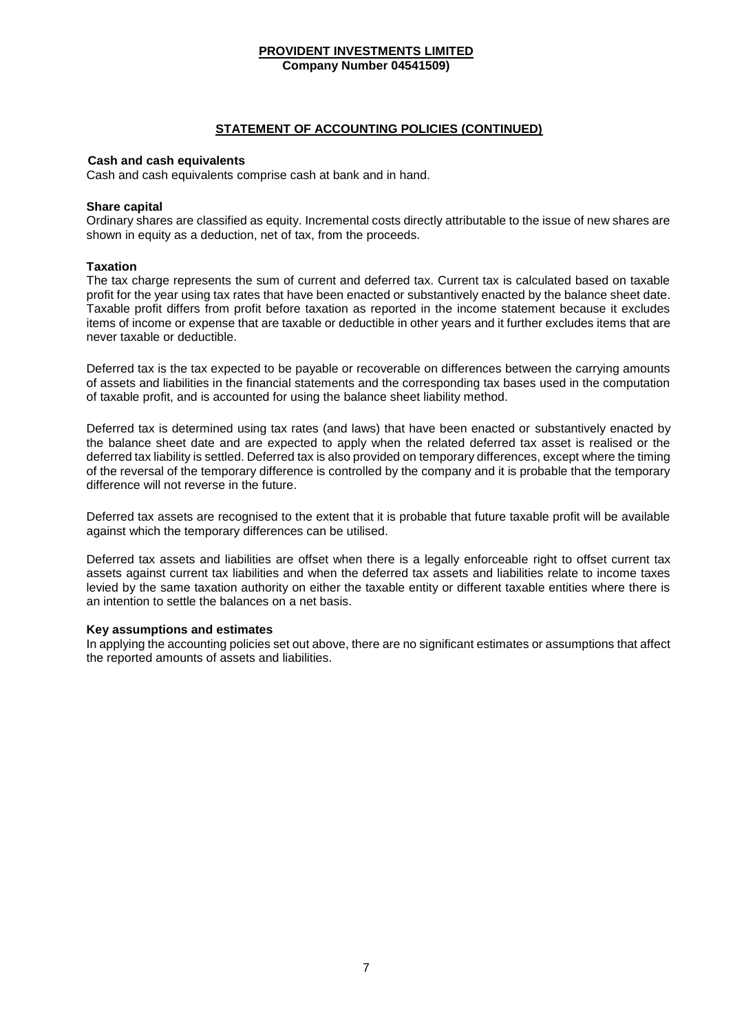## STATEMENT OF ACCOUNTING POLICIES (CONTINUED)

**Cash and cash equivalents**

Cash and cash equivalents comprise cash at bank and in hand.

**Share capital**

Ordinary shares are classified as equity. Incremental costs directly attributable to the issue of new shares are shown in equity as a deduction, net of tax, from the proceeds.

**Taxation**

The tax charge represents the sum of current and deferred tax. Current tax is calculated based on taxable profit for the year using tax rates that have been enacted or substantively enacted by the balance sheet date. Taxable profit differs from profit before taxation as reported in the income statement because it excludes items of income or expense that are taxable or deductible in other years and it further excludes items that are never taxable or deductible.

Deferred tax is the tax expected to be payable or recoverable on differences between the carrying amounts of assets and liabilities in the financial statements and the corresponding tax bases used in the computation of taxable profit, and is accounted for using the balance sheet liability method.

Deferred tax is determined using tax rates (and laws) that have been enacted or substantively enacted by the balance sheet date and are expected to apply when the related deferred tax asset is realised or the deferred tax liability is settled. Deferred tax is also provided on temporary differences, except where the timing of the reversal of the temporary difference is controlled by the company and it is probable that the temporary difference will not reverse in the future.

Deferred tax assets are recognised to the extent that it is probable that future taxable profit will be available against which the temporary differences can be utilised.

Deferred tax assets and liabilities are offset when there is a legally enforceable right to offset current tax assets against current tax liabilities and when the deferred tax assets and liabilities relate to income taxes levied by the same taxation authority on either the taxable entity or different taxable entities where there is an intention to settle the balances on a net basis.

**Key assumptions and estimates**

In applying the accounting policies set out above, there are no significant estimates or assumptions that affect the reported amounts of assets and liabilities.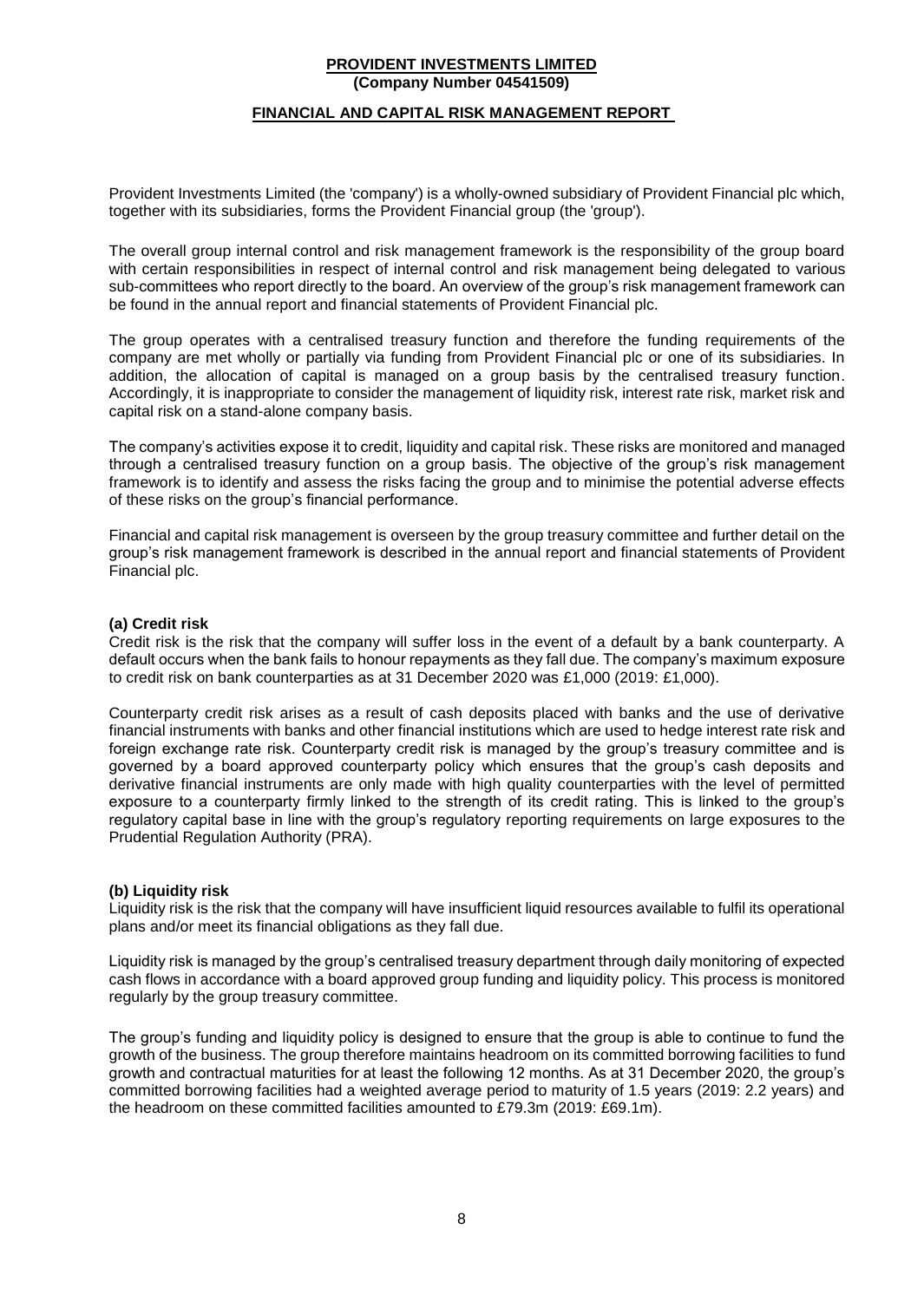**PROVIDENT INVESTMENTS LIMITED**
**(Company Number 04541509)**

## FINANCIAL AND CAPITAL RISK MANAGEMENT REPORT

Provident Investments Limited (the 'company') is a wholly-owned subsidiary of Provident Financial plc which, together with its subsidiaries, forms the Provident Financial group (the 'group').

The overall group internal control and risk management framework is the responsibility of the group board with certain responsibilities in respect of internal control and risk management being delegated to various sub-committees who report directly to the board. An overview of the group's risk management framework can be found in the annual report and financial statements of Provident Financial plc.

The group operates with a centralised treasury function and therefore the funding requirements of the company are met wholly or partially via funding from Provident Financial plc or one of its subsidiaries. In addition, the allocation of capital is managed on a group basis by the centralised treasury function. Accordingly, it is inappropriate to consider the management of liquidity risk, interest rate risk, market risk and capital risk on a stand-alone company basis.

The company's activities expose it to credit, liquidity and capital risk. These risks are monitored and managed through a centralised treasury function on a group basis. The objective of the group's risk management framework is to identify and assess the risks facing the group and to minimise the potential adverse effects of these risks on the group's financial performance.

Financial and capital risk management is overseen by the group treasury committee and further detail on the group's risk management framework is described in the annual report and financial statements of Provident Financial plc.

### (a) Credit risk

Credit risk is the risk that the company will suffer loss in the event of a default by a bank counterparty. A default occurs when the bank fails to honour repayments as they fall due. The company's maximum exposure to credit risk on bank counterparties as at 31 December 2020 was £1,000 (2019: £1,000).

Counterparty credit risk arises as a result of cash deposits placed with banks and the use of derivative financial instruments with banks and other financial institutions which are used to hedge interest rate risk and foreign exchange rate risk. Counterparty credit risk is managed by the group's treasury committee and is governed by a board approved counterparty policy which ensures that the group's cash deposits and derivative financial instruments are only made with high quality counterparties with the level of permitted exposure to a counterparty firmly linked to the strength of its credit rating. This is linked to the group's regulatory capital base in line with the group's regulatory reporting requirements on large exposures to the Prudential Regulation Authority (PRA).

### (b) Liquidity risk

Liquidity risk is the risk that the company will have insufficient liquid resources available to fulfil its operational plans and/or meet its financial obligations as they fall due.

Liquidity risk is managed by the group's centralised treasury department through daily monitoring of expected cash flows in accordance with a board approved group funding and liquidity policy. This process is monitored regularly by the group treasury committee.

The group's funding and liquidity policy is designed to ensure that the group is able to continue to fund the growth of the business. The group therefore maintains headroom on its committed borrowing facilities to fund growth and contractual maturities for at least the following 12 months. As at 31 December 2020, the group's committed borrowing facilities had a weighted average period to maturity of 1.5 years (2019: 2.2 years) and the headroom on these committed facilities amounted to £79.3m (2019: £69.1m).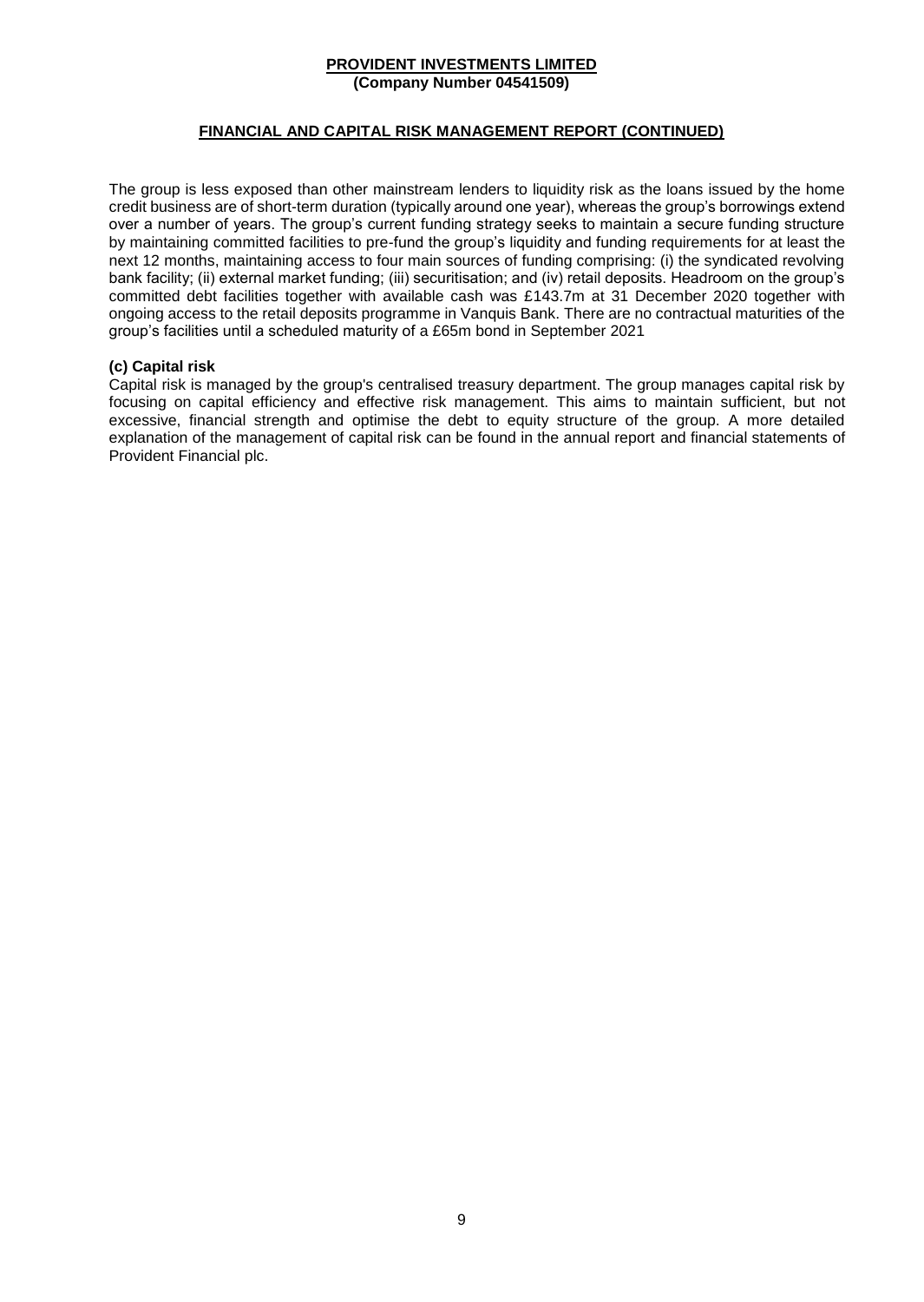The group is less exposed than other mainstream lenders to liquidity risk as the loans issued by the home credit business are of short-term duration (typically around one year), whereas the group's borrowings extend over a number of years. The group's current funding strategy seeks to maintain a secure funding structure by maintaining committed facilities to pre-fund the group's liquidity and funding requirements for at least the next 12 months, maintaining access to four main sources of funding comprising: (i) the syndicated revolving bank facility; (ii) external market funding; (iii) securitisation; and (iv) retail deposits. Headroom on the group's committed debt facilities together with available cash was £143.7m at 31 December 2020 together with ongoing access to the retail deposits programme in Vanquis Bank. There are no contractual maturities of the group's facilities until a scheduled maturity of a £65m bond in September 2021

**(c) Capital risk**

Capital risk is managed by the group's centralised treasury department. The group manages capital risk by focusing on capital efficiency and effective risk management. This aims to maintain sufficient, but not excessive, financial strength and optimise the debt to equity structure of the group. A more detailed explanation of the management of capital risk can be found in the annual report and financial statements of Provident Financial plc.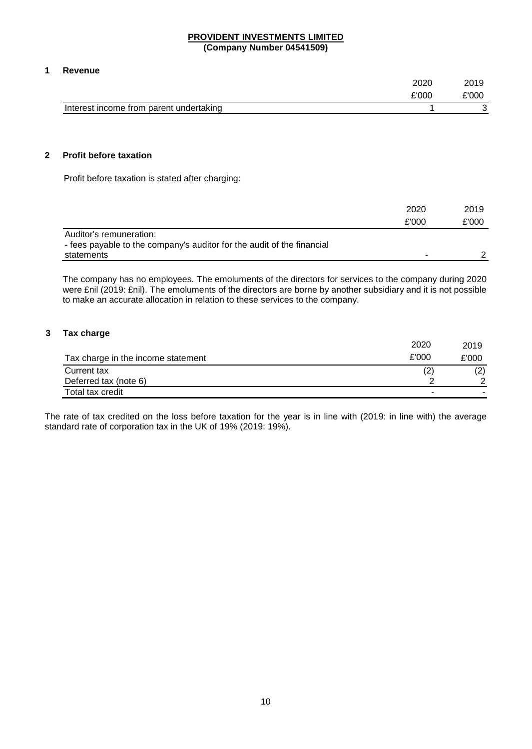**PROVIDENT INVESTMENTS LIMITED**
**(Company Number 04541509)**

## 1 Revenue

| | 2020 | 2019 |
|---|---|---|
| | £'000 | £'000 |
| Interest income from parent undertaking | 1 | 3 |

## 2 Profit before taxation

Profit before taxation is stated after charging:

| | 2020 | 2019 |
|---|---|---|
| | £'000 | £'000 |
| Auditor's remuneration: | | |
| - fees payable to the company's auditor for the audit of the financial statements | - | 2 |

The company has no employees. The emoluments of the directors for services to the company during 2020 were £nil (2019: £nil). The emoluments of the directors are borne by another subsidiary and it is not possible to make an accurate allocation in relation to these services to the company.

## 3 Tax charge

| | 2020 | 2019 |
|---|---|---|
| Tax charge in the income statement | £'000 | £'000 |
| Current tax | (2) | (2) |
| Deferred tax (note 6) | 2 | 2 |
| Total tax credit | - | - |

The rate of tax credited on the loss before taxation for the year is in line with (2019: in line with) the average standard rate of corporation tax in the UK of 19% (2019: 19%).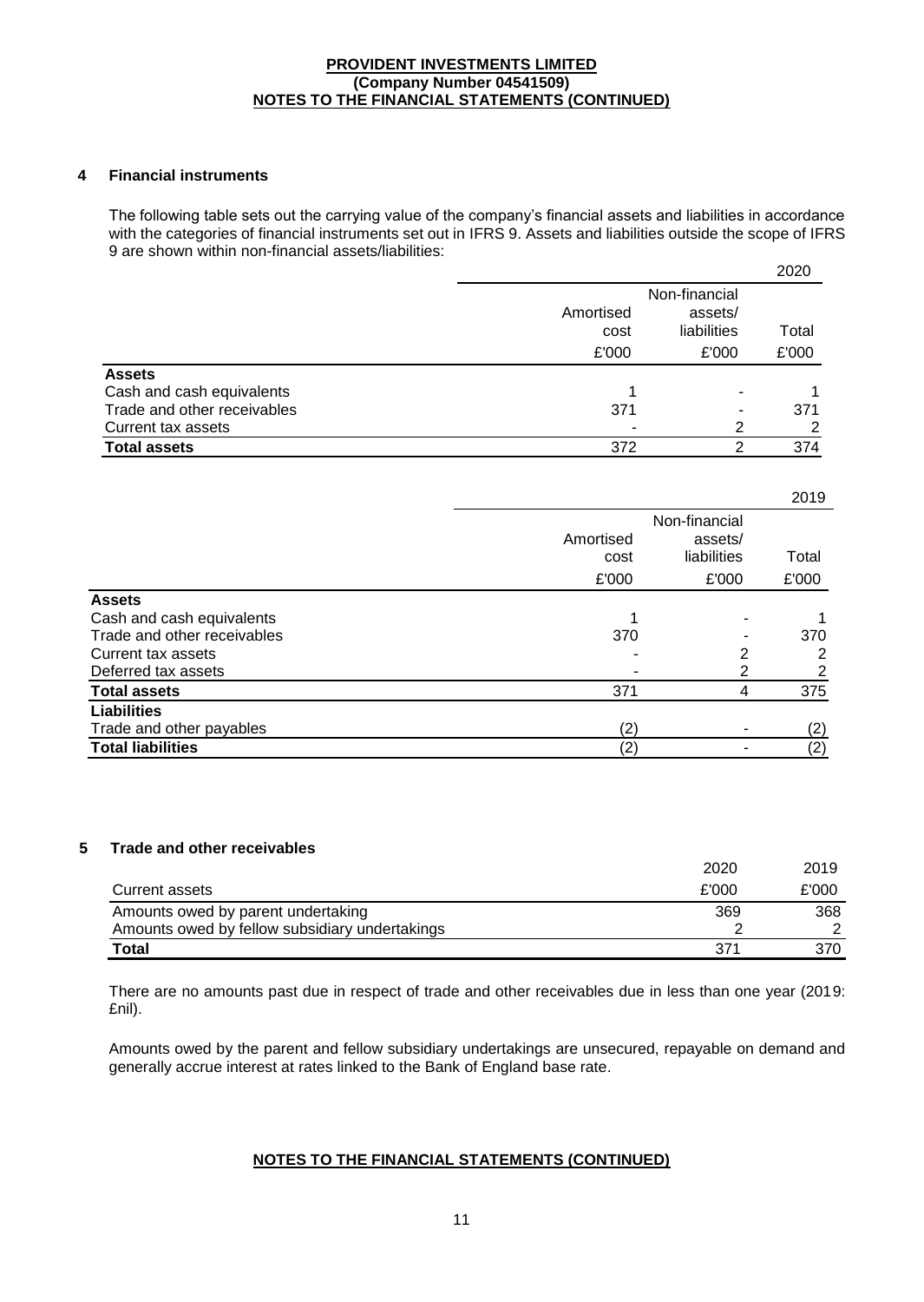## 4 Financial instruments

The following table sets out the carrying value of the company's financial assets and liabilities in accordance with the categories of financial instruments set out in IFRS 9. Assets and liabilities outside the scope of IFRS 9 are shown within non-financial assets/liabilities:

| | | | 2020 |
|---|---|---|---|
| | Amortised cost | Non-financial assets/ liabilities | Total |
| | £'000 | £'000 | £'000 |
| **Assets** | | | |
| Cash and cash equivalents | 1 | - | 1 |
| Trade and other receivables | 371 | - | 371 |
| Current tax assets | - | 2 | 2 |
| **Total assets** | 372 | 2 | 374 |

| | | | 2019 |
|---|---|---|---|
| | Amortised cost | Non-financial assets/ liabilities | Total |
| | £'000 | £'000 | £'000 |
| **Assets** | | | |
| Cash and cash equivalents | 1 | - | 1 |
| Trade and other receivables | 370 | - | 370 |
| Current tax assets | - | 2 | 2 |
| Deferred tax assets | - | 2 | 2 |
| **Total assets** | 371 | 4 | 375 |
| **Liabilities** | | | |
| Trade and other payables | (2) | - | (2) |
| **Total liabilities** | (2) | - | (2) |

## 5 Trade and other receivables

| | 2020 | 2019 |
|---|---|---|
| Current assets | £'000 | £'000 |
| Amounts owed by parent undertaking | 369 | 368 |
| Amounts owed by fellow subsidiary undertakings | 2 | 2 |
| **Total** | 371 | 370 |

There are no amounts past due in respect of trade and other receivables due in less than one year (2019: £nil).

Amounts owed by the parent and fellow subsidiary undertakings are unsecured, repayable on demand and generally accrue interest at rates linked to the Bank of England base rate.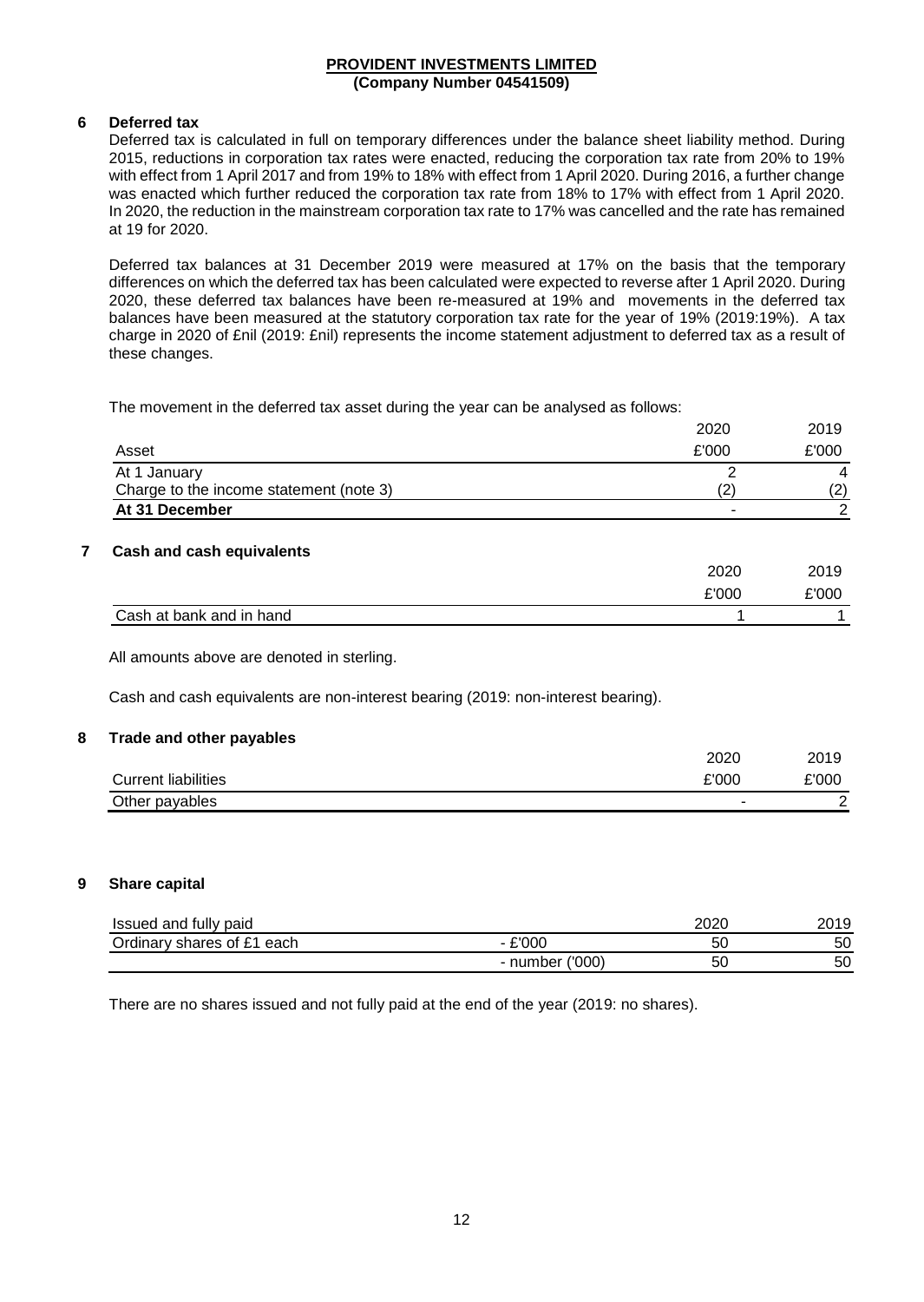**PROVIDENT INVESTMENTS LIMITED**
**(Company Number 04541509)**

## 6 Deferred tax

Deferred tax is calculated in full on temporary differences under the balance sheet liability method. During 2015, reductions in corporation tax rates were enacted, reducing the corporation tax rate from 20% to 19% with effect from 1 April 2017 and from 19% to 18% with effect from 1 April 2020. During 2016, a further change was enacted which further reduced the corporation tax rate from 18% to 17% with effect from 1 April 2020. In 2020, the reduction in the mainstream corporation tax rate to 17% was cancelled and the rate has remained at 19 for 2020.

Deferred tax balances at 31 December 2019 were measured at 17% on the basis that the temporary differences on which the deferred tax has been calculated were expected to reverse after 1 April 2020. During 2020, these deferred tax balances have been re-measured at 19% and movements in the deferred tax balances have been measured at the statutory corporation tax rate for the year of 19% (2019:19%). A tax charge in 2020 of £nil (2019: £nil) represents the income statement adjustment to deferred tax as a result of these changes.

The movement in the deferred tax asset during the year can be analysed as follows:

| | 2020 | 2019 |
|---|---|---|
| Asset | £'000 | £'000 |
| At 1 January | 2 | 4 |
| Charge to the income statement (note 3) | (2) | (2) |
| **At 31 December** | - | 2 |

## 7 Cash and cash equivalents

| | 2020 | 2019 |
|---|---|---|
| | £'000 | £'000 |
| Cash at bank and in hand | 1 | 1 |

All amounts above are denoted in sterling.

Cash and cash equivalents are non-interest bearing (2019: non-interest bearing).

## 8 Trade and other payables

| | 2020 | 2019 |
|---|---|---|
| Current liabilities | £'000 | £'000 |
| Other payables | - | 2 |

## 9 Share capital

| Issued and fully paid | | 2020 | 2019 |
|---|---|---|---|
| Ordinary shares of £1 each | - £'000 | 50 | 50 |
| | - number ('000) | 50 | 50 |

There are no shares issued and not fully paid at the end of the year (2019: no shares).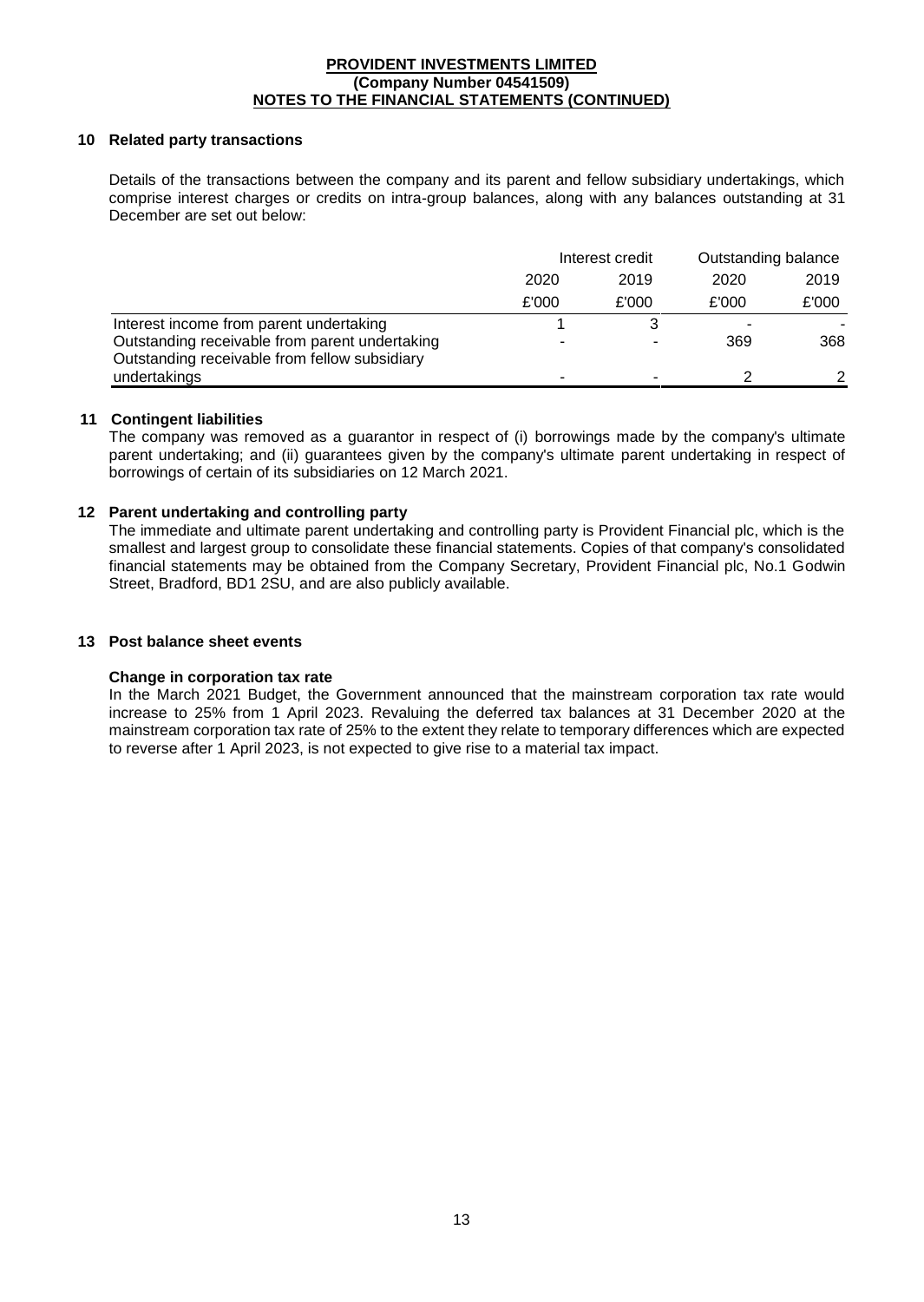**PROVIDENT INVESTMENTS LIMITED**
**(Company Number 04541509)**
**NOTES TO THE FINANCIAL STATEMENTS (CONTINUED)**

## 10 Related party transactions

Details of the transactions between the company and its parent and fellow subsidiary undertakings, which comprise interest charges or credits on intra-group balances, along with any balances outstanding at 31 December are set out below:

| | Interest credit | | Outstanding balance | |
|---|---|---|---|---|
| | 2020 | 2019 | 2020 | 2019 |
| | £'000 | £'000 | £'000 | £'000 |
| Interest income from parent undertaking | 1 | 3 | - | - |
| Outstanding receivable from parent undertaking | - | - | 369 | 368 |
| Outstanding receivable from fellow subsidiary undertakings | - | - | 2 | 2 |

## 11 Contingent liabilities

The company was removed as a guarantor in respect of (i) borrowings made by the company's ultimate parent undertaking; and (ii) guarantees given by the company's ultimate parent undertaking in respect of borrowings of certain of its subsidiaries on 12 March 2021.

## 12 Parent undertaking and controlling party

The immediate and ultimate parent undertaking and controlling party is Provident Financial plc, which is the smallest and largest group to consolidate these financial statements. Copies of that company's consolidated financial statements may be obtained from the Company Secretary, Provident Financial plc, No.1 Godwin Street, Bradford, BD1 2SU, and are also publicly available.

## 13 Post balance sheet events

**Change in corporation tax rate**

In the March 2021 Budget, the Government announced that the mainstream corporation tax rate would increase to 25% from 1 April 2023. Revaluing the deferred tax balances at 31 December 2020 at the mainstream corporation tax rate of 25% to the extent they relate to temporary differences which are expected to reverse after 1 April 2023, is not expected to give rise to a material tax impact.